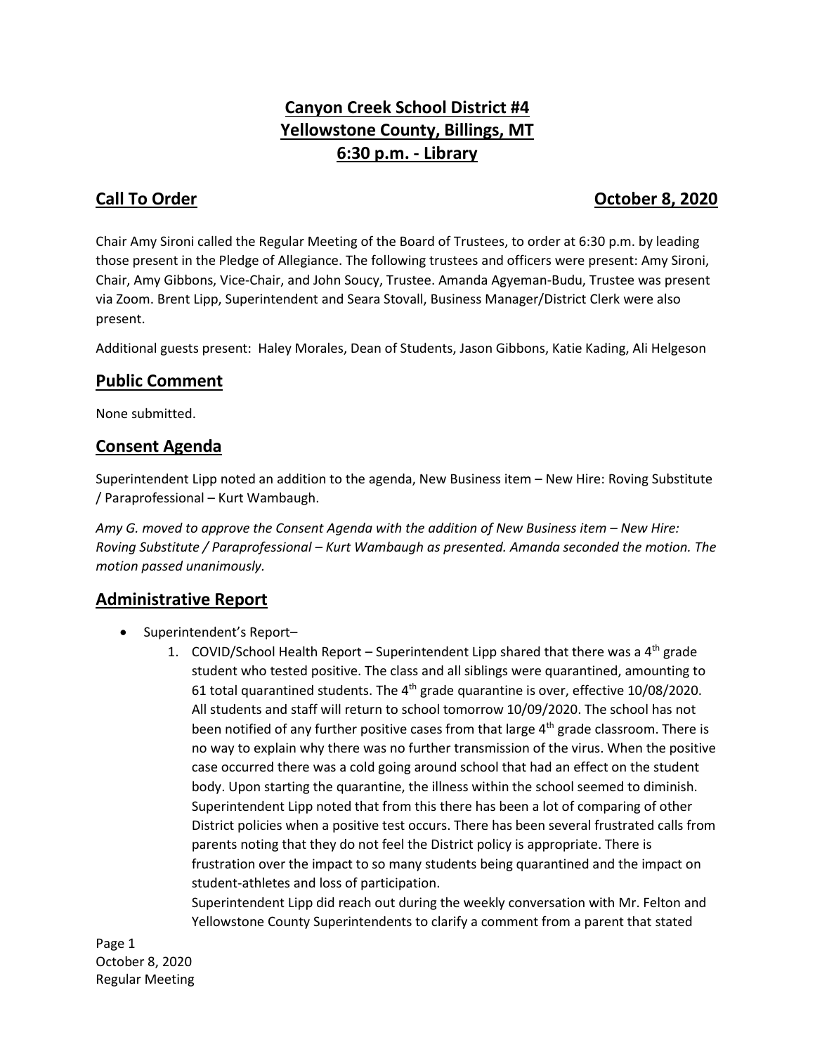# Canyon Creek School District #4
# Yellowstone County, Billings, MT
# 6:30 p.m. - Library

## Call To Order — October 8, 2020

Chair Amy Sironi called the Regular Meeting of the Board of Trustees, to order at 6:30 p.m. by leading those present in the Pledge of Allegiance. The following trustees and officers were present: Amy Sironi, Chair, Amy Gibbons, Vice-Chair, and John Soucy, Trustee. Amanda Agyeman-Budu, Trustee was present via Zoom. Brent Lipp, Superintendent and Seara Stovall, Business Manager/District Clerk were also present.

Additional guests present: Haley Morales, Dean of Students, Jason Gibbons, Katie Kading, Ali Helgeson

## Public Comment

None submitted.

## Consent Agenda

Superintendent Lipp noted an addition to the agenda, New Business item – New Hire: Roving Substitute / Paraprofessional – Kurt Wambaugh.

*Amy G. moved to approve the Consent Agenda with the addition of New Business item – New Hire: Roving Substitute / Paraprofessional – Kurt Wambaugh as presented. Amanda seconded the motion. The motion passed unanimously.*

## Administrative Report

- Superintendent's Report–
    1. COVID/School Health Report – Superintendent Lipp shared that there was a 4th grade student who tested positive. The class and all siblings were quarantined, amounting to 61 total quarantined students. The 4th grade quarantine is over, effective 10/08/2020. All students and staff will return to school tomorrow 10/09/2020. The school has not been notified of any further positive cases from that large 4th grade classroom. There is no way to explain why there was no further transmission of the virus. When the positive case occurred there was a cold going around school that had an effect on the student body. Upon starting the quarantine, the illness within the school seemed to diminish. Superintendent Lipp noted that from this there has been a lot of comparing of other District policies when a positive test occurs. There has been several frustrated calls from parents noting that they do not feel the District policy is appropriate. There is frustration over the impact to so many students being quarantined and the impact on student-athletes and loss of participation.
       Superintendent Lipp did reach out during the weekly conversation with Mr. Felton and Yellowstone County Superintendents to clarify a comment from a parent that stated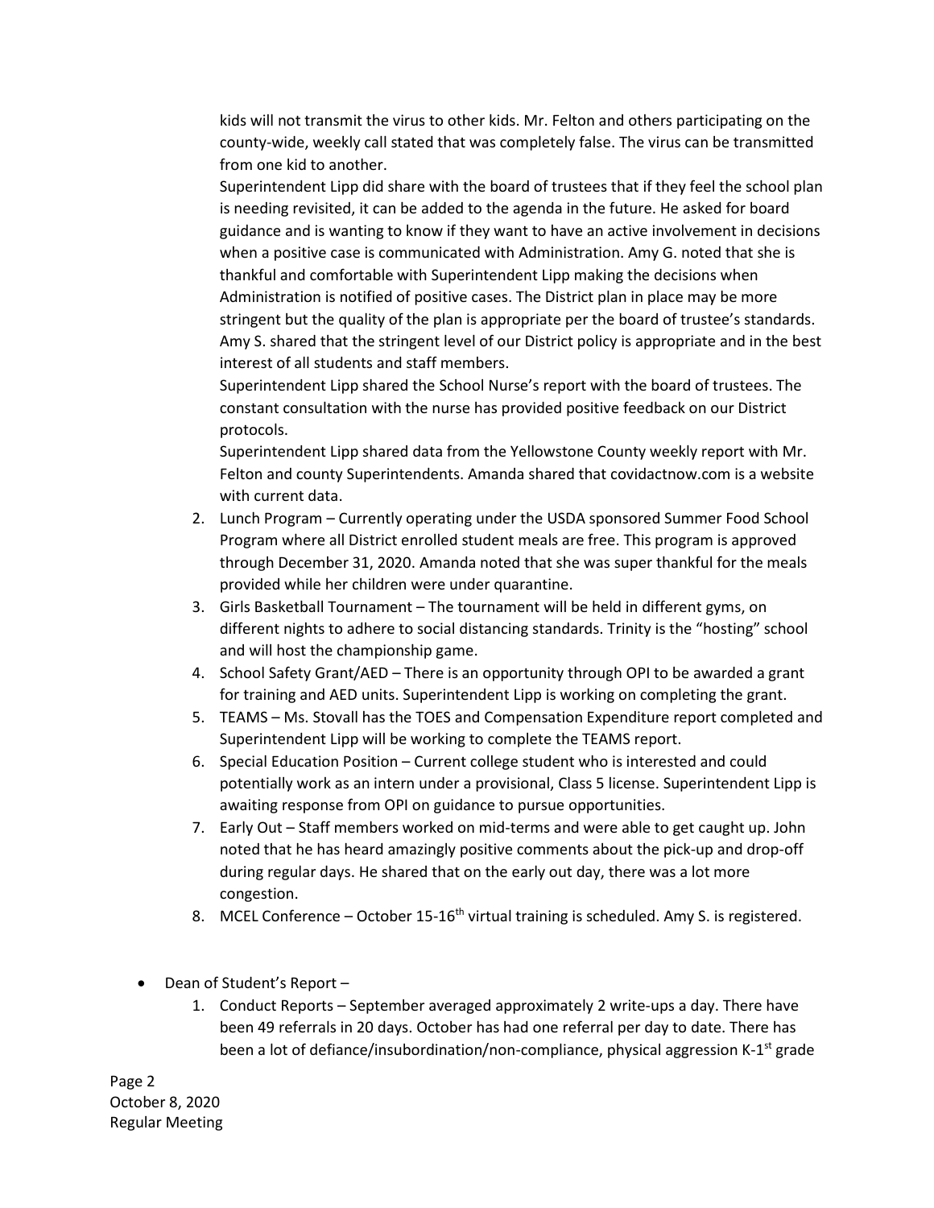kids will not transmit the virus to other kids. Mr. Felton and others participating on the county-wide, weekly call stated that was completely false. The virus can be transmitted from one kid to another.

Superintendent Lipp did share with the board of trustees that if they feel the school plan is needing revisited, it can be added to the agenda in the future. He asked for board guidance and is wanting to know if they want to have an active involvement in decisions when a positive case is communicated with Administration. Amy G. noted that she is thankful and comfortable with Superintendent Lipp making the decisions when Administration is notified of positive cases. The District plan in place may be more stringent but the quality of the plan is appropriate per the board of trustee's standards. Amy S. shared that the stringent level of our District policy is appropriate and in the best interest of all students and staff members.

Superintendent Lipp shared the School Nurse's report with the board of trustees. The constant consultation with the nurse has provided positive feedback on our District protocols.

Superintendent Lipp shared data from the Yellowstone County weekly report with Mr. Felton and county Superintendents. Amanda shared that covidactnow.com is a website with current data.

2. Lunch Program – Currently operating under the USDA sponsored Summer Food School Program where all District enrolled student meals are free. This program is approved through December 31, 2020. Amanda noted that she was super thankful for the meals provided while her children were under quarantine.
3. Girls Basketball Tournament – The tournament will be held in different gyms, on different nights to adhere to social distancing standards. Trinity is the "hosting" school and will host the championship game.
4. School Safety Grant/AED – There is an opportunity through OPI to be awarded a grant for training and AED units. Superintendent Lipp is working on completing the grant.
5. TEAMS – Ms. Stovall has the TOES and Compensation Expenditure report completed and Superintendent Lipp will be working to complete the TEAMS report.
6. Special Education Position – Current college student who is interested and could potentially work as an intern under a provisional, Class 5 license. Superintendent Lipp is awaiting response from OPI on guidance to pursue opportunities.
7. Early Out – Staff members worked on mid-terms and were able to get caught up. John noted that he has heard amazingly positive comments about the pick-up and drop-off during regular days. He shared that on the early out day, there was a lot more congestion.
8. MCEL Conference – October 15-16th virtual training is scheduled. Amy S. is registered.

- Dean of Student's Report –
  1. Conduct Reports – September averaged approximately 2 write-ups a day. There have been 49 referrals in 20 days. October has had one referral per day to date. There has been a lot of defiance/insubordination/non-compliance, physical aggression K-1st grade

Page 2
October 8, 2020
Regular Meeting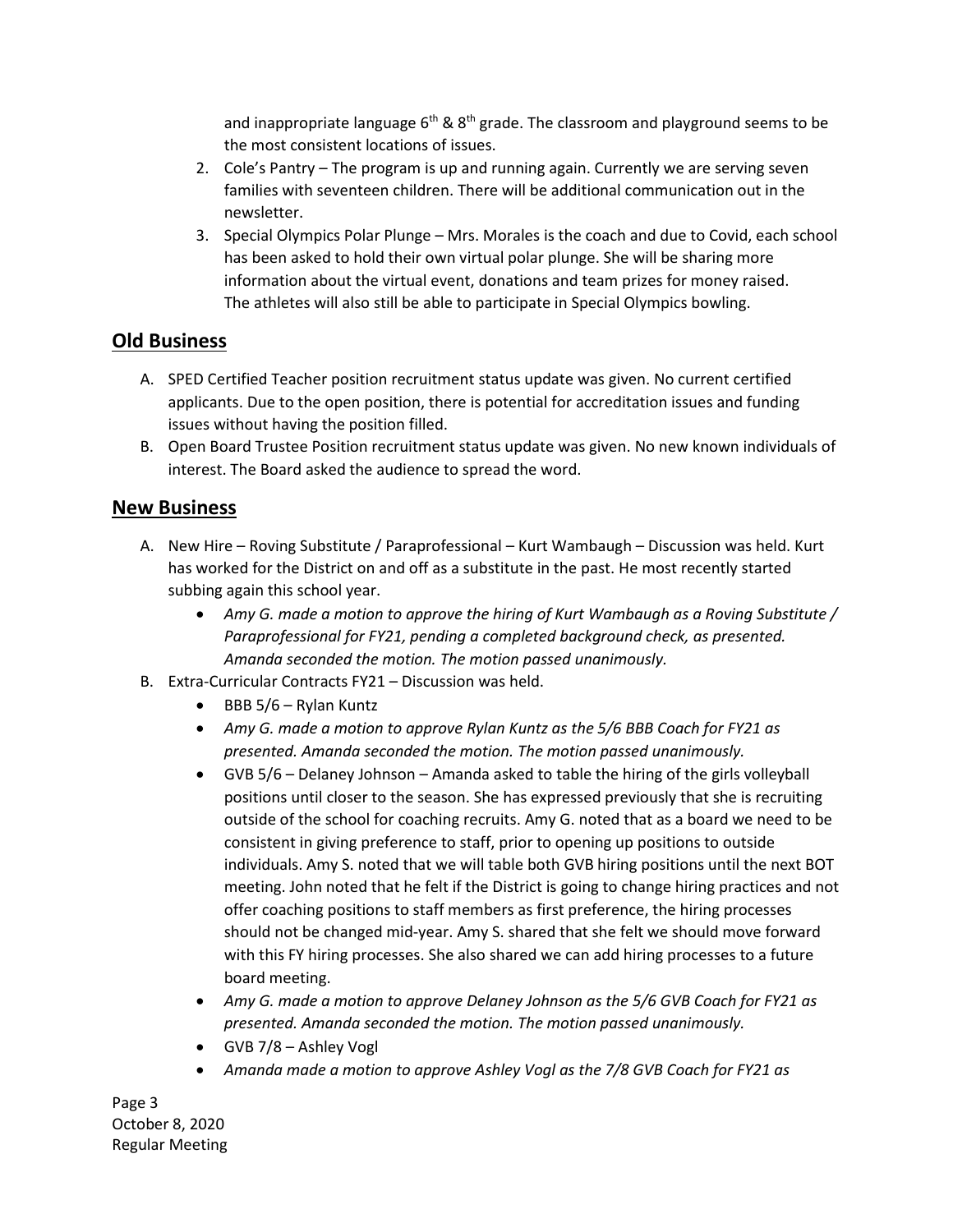and inappropriate language 6th & 8th grade. The classroom and playground seems to be the most consistent locations of issues.

2. Cole's Pantry – The program is up and running again. Currently we are serving seven families with seventeen children. There will be additional communication out in the newsletter.
3. Special Olympics Polar Plunge – Mrs. Morales is the coach and due to Covid, each school has been asked to hold their own virtual polar plunge. She will be sharing more information about the virtual event, donations and team prizes for money raised. The athletes will also still be able to participate in Special Olympics bowling.

## Old Business

A. SPED Certified Teacher position recruitment status update was given. No current certified applicants. Due to the open position, there is potential for accreditation issues and funding issues without having the position filled.

B. Open Board Trustee Position recruitment status update was given. No new known individuals of interest. The Board asked the audience to spread the word.

## New Business

A. New Hire – Roving Substitute / Paraprofessional – Kurt Wambaugh – Discussion was held. Kurt has worked for the District on and off as a substitute in the past. He most recently started subbing again this school year.
   - *Amy G. made a motion to approve the hiring of Kurt Wambaugh as a Roving Substitute / Paraprofessional for FY21, pending a completed background check, as presented. Amanda seconded the motion. The motion passed unanimously.*

B. Extra-Curricular Contracts FY21 – Discussion was held.
   - BBB 5/6 – Rylan Kuntz
   - *Amy G. made a motion to approve Rylan Kuntz as the 5/6 BBB Coach for FY21 as presented. Amanda seconded the motion. The motion passed unanimously.*
   - GVB 5/6 – Delaney Johnson – Amanda asked to table the hiring of the girls volleyball positions until closer to the season. She has expressed previously that she is recruiting outside of the school for coaching recruits. Amy G. noted that as a board we need to be consistent in giving preference to staff, prior to opening up positions to outside individuals. Amy S. noted that we will table both GVB hiring positions until the next BOT meeting. John noted that he felt if the District is going to change hiring practices and not offer coaching positions to staff members as first preference, the hiring processes should not be changed mid-year. Amy S. shared that she felt we should move forward with this FY hiring processes. She also shared we can add hiring processes to a future board meeting.
   - *Amy G. made a motion to approve Delaney Johnson as the 5/6 GVB Coach for FY21 as presented. Amanda seconded the motion. The motion passed unanimously.*
   - GVB 7/8 – Ashley Vogl
   - *Amanda made a motion to approve Ashley Vogl as the 7/8 GVB Coach for FY21 as*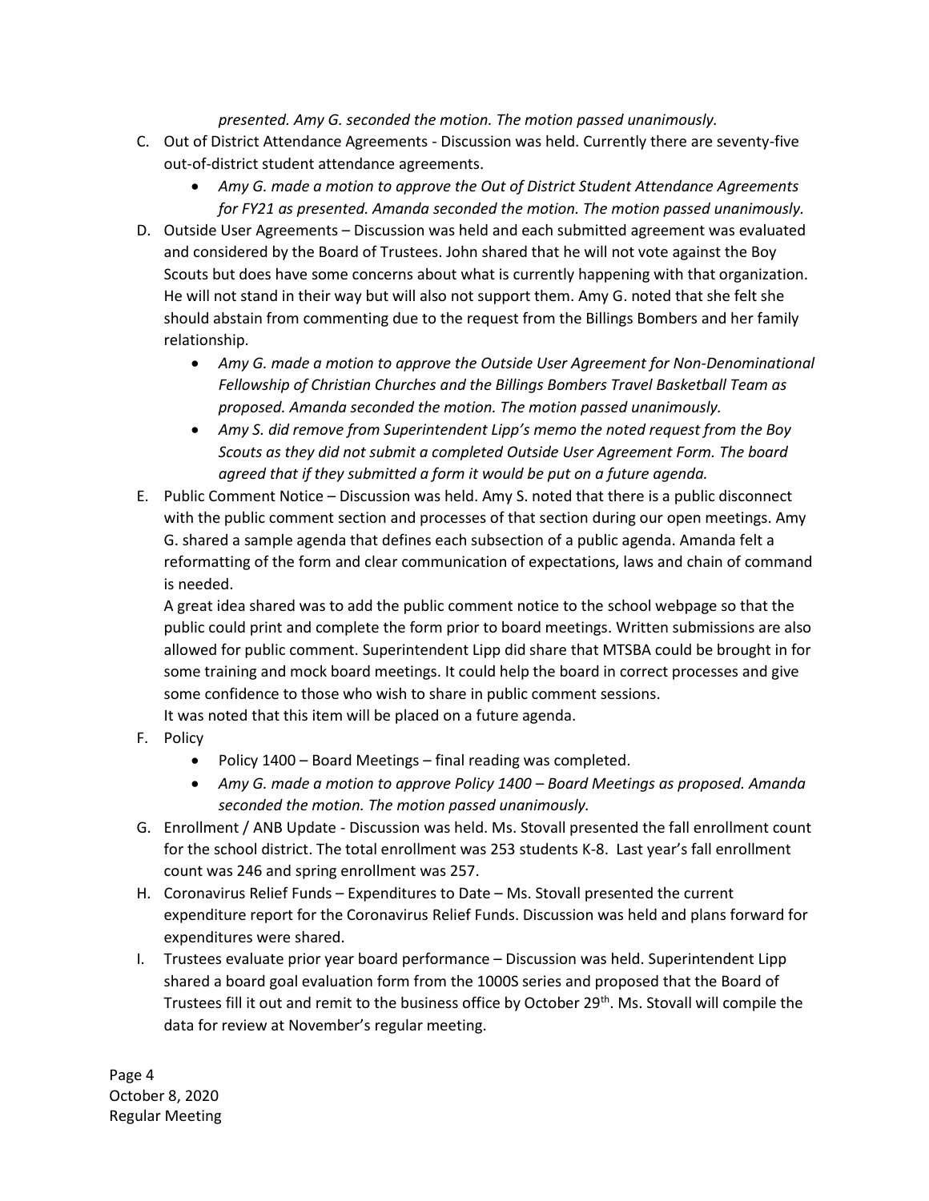*presented. Amy G. seconded the motion. The motion passed unanimously.*

C. Out of District Attendance Agreements - Discussion was held. Currently there are seventy-five out-of-district student attendance agreements.
   - *Amy G. made a motion to approve the Out of District Student Attendance Agreements for FY21 as presented. Amanda seconded the motion. The motion passed unanimously.*

D. Outside User Agreements – Discussion was held and each submitted agreement was evaluated and considered by the Board of Trustees. John shared that he will not vote against the Boy Scouts but does have some concerns about what is currently happening with that organization. He will not stand in their way but will also not support them. Amy G. noted that she felt she should abstain from commenting due to the request from the Billings Bombers and her family relationship.
   - *Amy G. made a motion to approve the Outside User Agreement for Non-Denominational Fellowship of Christian Churches and the Billings Bombers Travel Basketball Team as proposed. Amanda seconded the motion. The motion passed unanimously.*
   - *Amy S. did remove from Superintendent Lipp's memo the noted request from the Boy Scouts as they did not submit a completed Outside User Agreement Form. The board agreed that if they submitted a form it would be put on a future agenda.*

E. Public Comment Notice – Discussion was held. Amy S. noted that there is a public disconnect with the public comment section and processes of that section during our open meetings. Amy G. shared a sample agenda that defines each subsection of a public agenda. Amanda felt a reformatting of the form and clear communication of expectations, laws and chain of command is needed.

   A great idea shared was to add the public comment notice to the school webpage so that the public could print and complete the form prior to board meetings. Written submissions are also allowed for public comment. Superintendent Lipp did share that MTSBA could be brought in for some training and mock board meetings. It could help the board in correct processes and give some confidence to those who wish to share in public comment sessions.

   It was noted that this item will be placed on a future agenda.

F. Policy
   - Policy 1400 – Board Meetings – final reading was completed.
   - *Amy G. made a motion to approve Policy 1400 – Board Meetings as proposed. Amanda seconded the motion. The motion passed unanimously.*

G. Enrollment / ANB Update - Discussion was held. Ms. Stovall presented the fall enrollment count for the school district. The total enrollment was 253 students K-8. Last year's fall enrollment count was 246 and spring enrollment was 257.

H. Coronavirus Relief Funds – Expenditures to Date – Ms. Stovall presented the current expenditure report for the Coronavirus Relief Funds. Discussion was held and plans forward for expenditures were shared.

I. Trustees evaluate prior year board performance – Discussion was held. Superintendent Lipp shared a board goal evaluation form from the 1000S series and proposed that the Board of Trustees fill it out and remit to the business office by October 29th. Ms. Stovall will compile the data for review at November's regular meeting.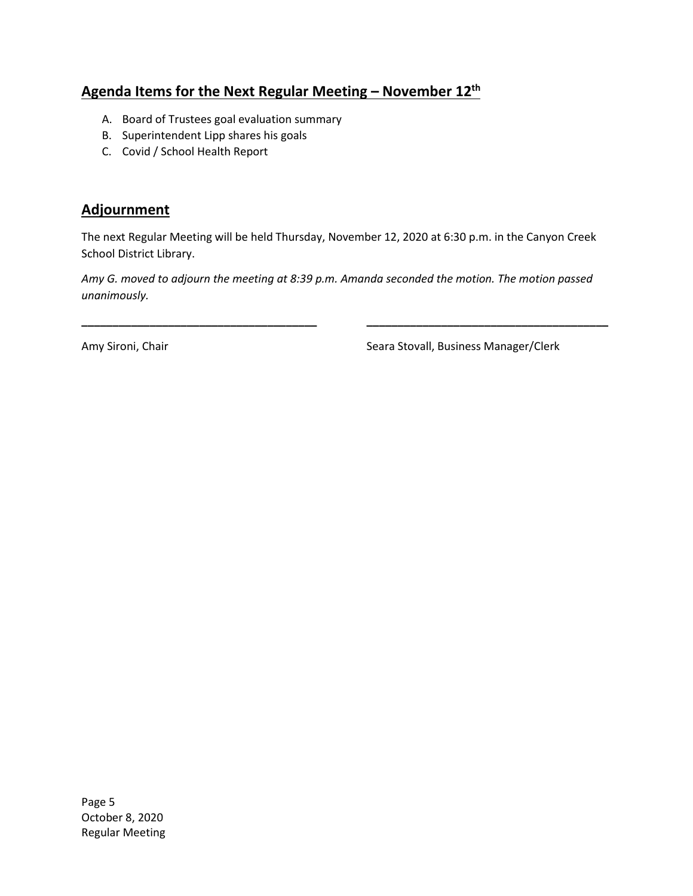## Agenda Items for the Next Regular Meeting – November 12th

A. Board of Trustees goal evaluation summary
B. Superintendent Lipp shares his goals
C. Covid / School Health Report

## Adjournment

The next Regular Meeting will be held Thursday, November 12, 2020 at 6:30 p.m. in the Canyon Creek School District Library.

*Amy G. moved to adjourn the meeting at 8:39 p.m. Amanda seconded the motion. The motion passed unanimously.*

\_\_\_\_\_\_\_\_\_\_\_\_\_\_\_\_\_\_\_\_\_\_\_\_\_\_\_\_\_\_\_\_\_\_\_\_ \_\_\_\_\_\_\_\_\_\_\_\_\_\_\_\_\_\_\_\_\_\_\_\_\_\_\_\_\_\_\_\_\_\_\_\_\_\_

Amy Sironi, Chair Seara Stovall, Business Manager/Clerk

Page 5
October 8, 2020
Regular Meeting